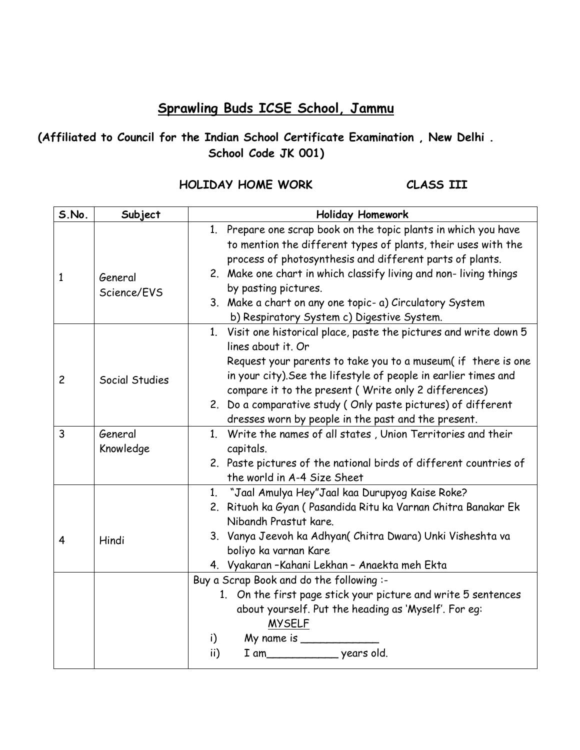# Sprawling Buds ICSE School, Jammu

**(Affiliated to Council for the Indian School Certificate Examination , New Delhi . School Code JK 001)**

**HOLIDAY HOME WORK CLASS III**

| S.No. | Subject | Holiday Homework |
|---|---|---|
| 1 | General Science/EVS | 1. Prepare one scrap book on the topic plants in which you have to mention the different types of plants, their uses with the process of photosynthesis and different parts of plants.<br>2. Make one chart in which classify living and non- living things by pasting pictures.<br>3. Make a chart on any one topic- a) Circulatory System b) Respiratory System c) Digestive System. |
| 2 | Social Studies | 1. Visit one historical place, paste the pictures and write down 5 lines about it. Or<br>Request your parents to take you to a museum( if there is one in your city).See the lifestyle of people in earlier times and compare it to the present ( Write only 2 differences)<br>2. Do a comparative study ( Only paste pictures) of different dresses worn by people in the past and the present. |
| 3 | General Knowledge | 1. Write the names of all states , Union Territories and their capitals.<br>2. Paste pictures of the national birds of different countries of the world in A-4 Size Sheet |
| 4 | Hindi | 1. "Jaal Amulya Hey"Jaal kaa Durupyog Kaise Roke?<br>2. Rituoh ka Gyan ( Pasandida Ritu ka Varnan Chitra Banakar Ek Nibandh Prastut kare.<br>3. Vanya Jeevoh ka Adhyan( Chitra Dwara) Unki Visheshta va boliyo ka varnan Kare<br>4. Vyakaran –Kahani Lekhan – Anaekta meh Ekta |
| | | Buy a Scrap Book and do the following :-<br>1. On the first page stick your picture and write 5 sentences about yourself. Put the heading as 'Myself'. For eg:<br>MYSELF<br>i) My name is ____________<br>ii) I am___________ years old. |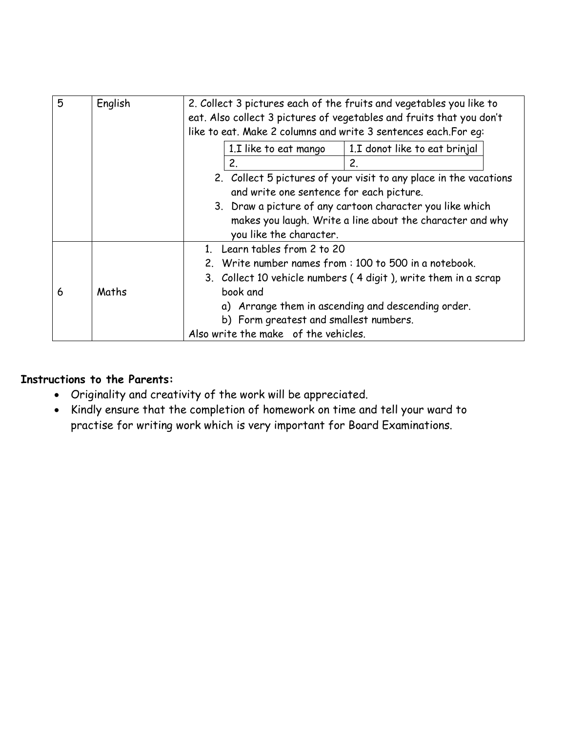| 5 | English | 2. Collect 3 pictures each of the fruits and vegetables you like to eat. Also collect 3 pictures of vegetables and fruits that you don't like to eat. Make 2 columns and write 3 sentences each.For eg: <br> 1.I like to eat mango / 1.I donot like to eat brinjal <br> 2. / 2. <br> 2. Collect 5 pictures of your visit to any place in the vacations and write one sentence for each picture. <br> 3. Draw a picture of any cartoon character you like which makes you laugh. Write a line about the character and why you like the character. |
|---|---|---|
| 6 | Maths | 1. Learn tables from 2 to 20 <br> 2. Write number names from : 100 to 500 in a notebook. <br> 3. Collect 10 vehicle numbers ( 4 digit ), write them in a scrap book and <br> a) Arrange them in ascending and descending order. <br> b) Form greatest and smallest numbers. <br> Also write the make of the vehicles. |

**Instructions to the Parents:**

- Originality and creativity of the work will be appreciated.
- Kindly ensure that the completion of homework on time and tell your ward to practise for writing work which is very important for Board Examinations.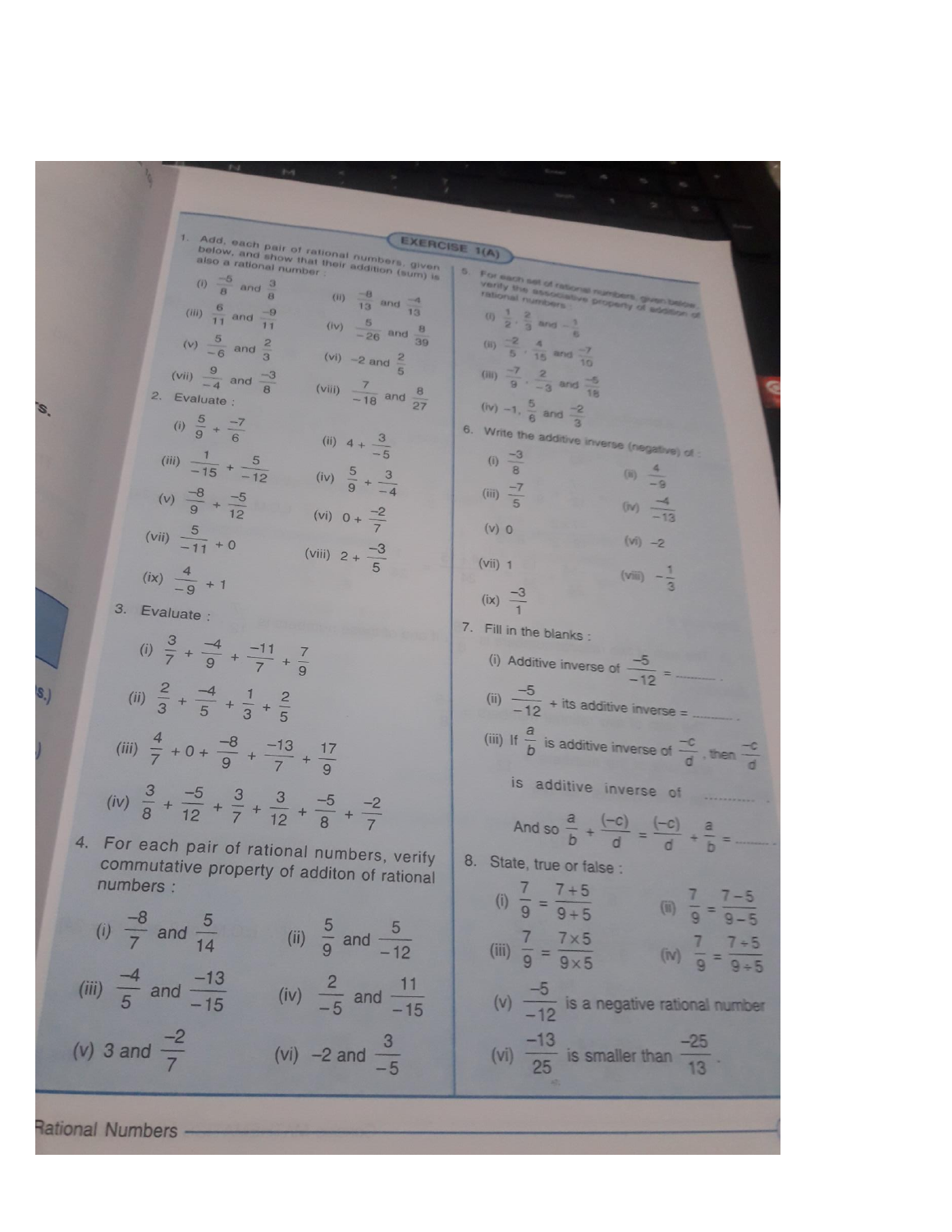## EXERCISE 1(A)

1. Add, each pair of rational numbers, given below, and show that their addition (sum) is also a rational number :

   (i) $\frac{-5}{8}$ and $\frac{3}{8}$ (ii) $\frac{-8}{13}$ and $\frac{-4}{13}$

   (iii) $\frac{6}{11}$ and $\frac{-9}{11}$ (iv) $\frac{5}{-26}$ and $\frac{8}{39}$

   (v) $\frac{5}{-6}$ and $\frac{2}{3}$ (vi) $-2$ and $\frac{2}{5}$

   (vii) $\frac{9}{-4}$ and $\frac{-3}{8}$ (viii) $\frac{7}{-18}$ and $\frac{8}{27}$

2. Evaluate :

   (i) $\frac{5}{9} + \frac{-7}{6}$ (ii) $4 + \frac{3}{-5}$

   (iii) $\frac{1}{-15} + \frac{5}{-12}$ (iv) $\frac{5}{9} + \frac{3}{-4}$

   (v) $\frac{-8}{9} + \frac{-5}{12}$ (vi) $0 + \frac{-2}{7}$

   (vii) $\frac{5}{-11} + 0$ (viii) $2 + \frac{-3}{5}$

   (ix) $\frac{4}{-9} + 1$

3. Evaluate :

   (i) $\frac{3}{7} + \frac{-4}{9} + \frac{-11}{7} + \frac{7}{9}$

   (ii) $\frac{2}{3} + \frac{-4}{5} + \frac{1}{3} + \frac{2}{5}$

   (iii) $\frac{4}{7} + 0 + \frac{-8}{9} + \frac{-13}{7} + \frac{17}{9}$

   (iv) $\frac{3}{8} + \frac{-5}{12} + \frac{3}{7} + \frac{3}{12} + \frac{-5}{8} + \frac{-2}{7}$

4. For each pair of rational numbers, verify commutative property of additon of rational numbers :

   (i) $\frac{-8}{7}$ and $\frac{5}{14}$ (ii) $\frac{5}{9}$ and $\frac{5}{-12}$

   (iii) $\frac{-4}{5}$ and $\frac{-13}{-15}$ (iv) $\frac{2}{-5}$ and $\frac{11}{-15}$

   (v) 3 and $\frac{-2}{7}$ (vi) $-2$ and $\frac{3}{-5}$

5. For each set of rational numbers, given below, verify the associative property of addition of rational numbers :

   (i) $\frac{1}{2}$, $\frac{2}{3}$ and $-\frac{1}{6}$

   (ii) $\frac{-2}{5}$, $\frac{4}{15}$ and $\frac{-7}{10}$

   (iii) $\frac{-7}{9}$, $\frac{2}{-3}$ and $\frac{-5}{18}$

   (iv) $-1$, $\frac{5}{6}$ and $\frac{-2}{3}$

6. Write the additive inverse (negative) of :

   (i) $\frac{-3}{8}$ (ii) $\frac{4}{-9}$

   (iii) $\frac{-7}{5}$ (iv) $\frac{-4}{-13}$

   (v) 0 (vi) $-2$

   (vii) 1 (viii) $-\frac{1}{3}$

   (ix) $\frac{-3}{1}$

7. Fill in the blanks :

   (i) Additive inverse of $\frac{-5}{-12}$ = ..........

   (ii) $\frac{-5}{-12}$ + its additive inverse = ..........

   (iii) If $\frac{a}{b}$ is additive inverse of $\frac{-c}{d}$, then $\frac{-c}{d}$ is additive inverse of ..........

   And so $\frac{a}{b} + \frac{(-c)}{d} = \frac{(-c)}{d} + \frac{a}{b}$ = ..........

8. State, true or false :

   (i) $\frac{7}{9} = \frac{7+5}{9+5}$ (ii) $\frac{7}{9} = \frac{7-5}{9-5}$

   (iii) $\frac{7}{9} = \frac{7 \times 5}{9 \times 5}$ (iv) $\frac{7}{9} = \frac{7 \div 5}{9 \div 5}$

   (v) $\frac{-5}{-12}$ is a negative rational number

   (vi) $\frac{-13}{25}$ is smaller than $\frac{-25}{13}$.